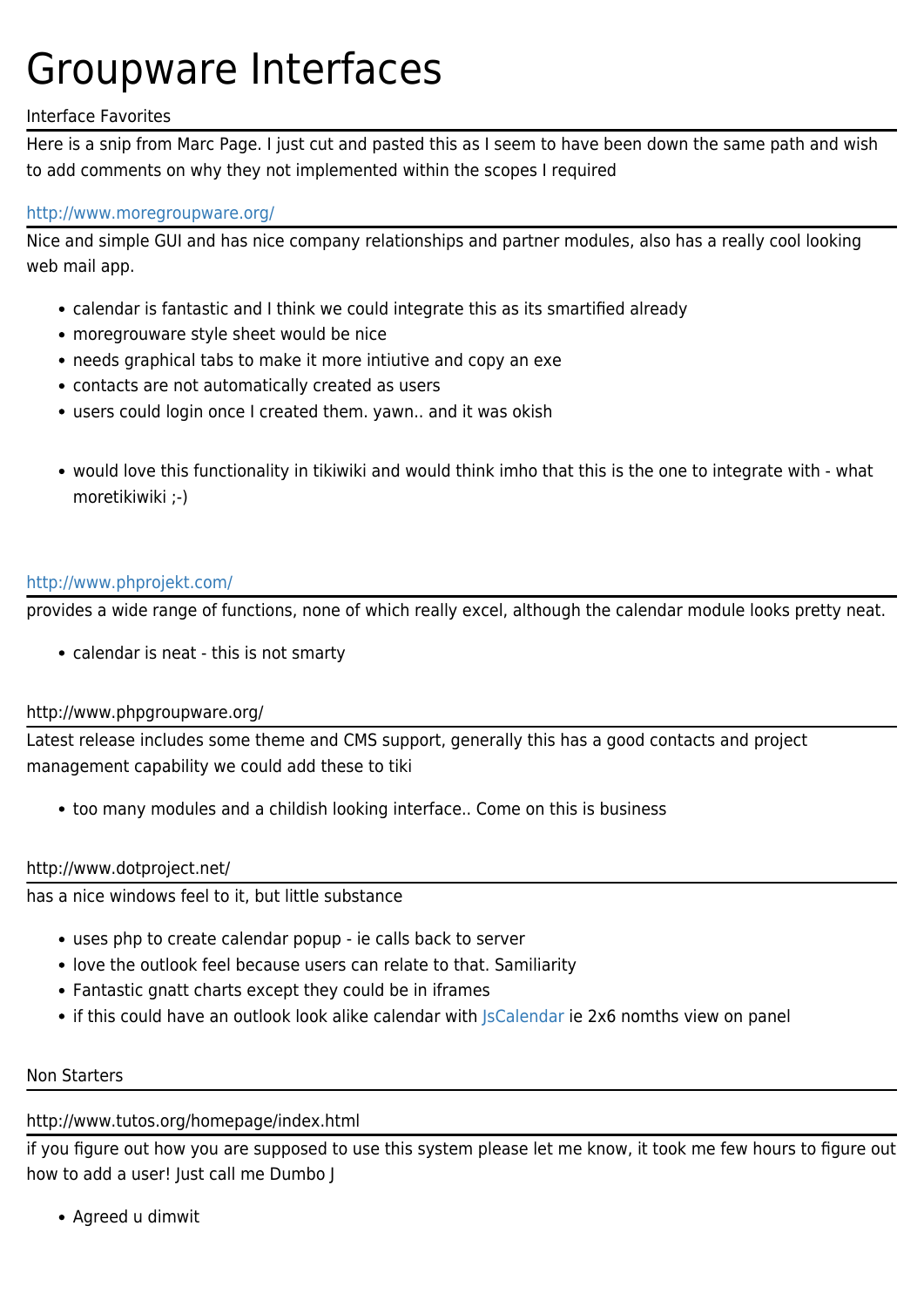# Groupware Interfaces

## Interface Favorites

Here is a snip from Marc Page. I just cut and pasted this as I seem to have been down the same path and wish to add comments on why they not implemented within the scopes I required

### http://www.moregroupware.org/

Nice and simple GUI and has nice company relationships and partner modules, also has a really cool looking web mail app.

- calendar is fantastic and I think we could integrate this as its smartified already
- moregrouware style sheet would be nice
- needs graphical tabs to make it more intiutive and copy an exe
- contacts are not automatically created as users
- users could login once I created them. yawn.. and it was okish

- would love this functionality in tikiwiki and would think imho that this is the one to integrate with - what moretikiwiki ;-)

### http://www.phprojekt.com/

provides a wide range of functions, none of which really excel, although the calendar module looks pretty neat.

- calendar is neat - this is not smarty

### http://www.phpgroupware.org/

Latest release includes some theme and CMS support, generally this has a good contacts and project management capability we could add these to tiki

- too many modules and a childish looking interface.. Come on this is business

### http://www.dotproject.net/

has a nice windows feel to it, but little substance

- uses php to create calendar popup - ie calls back to server
- love the outlook feel because users can relate to that. Samiliarity
- Fantastic gnatt charts except they could be in iframes
- if this could have an outlook look alike calendar with JsCalendar ie 2x6 nomths view on panel

## Non Starters

### http://www.tutos.org/homepage/index.html

if you figure out how you are supposed to use this system please let me know, it took me few hours to figure out how to add a user! Just call me Dumbo J

- Agreed u dimwit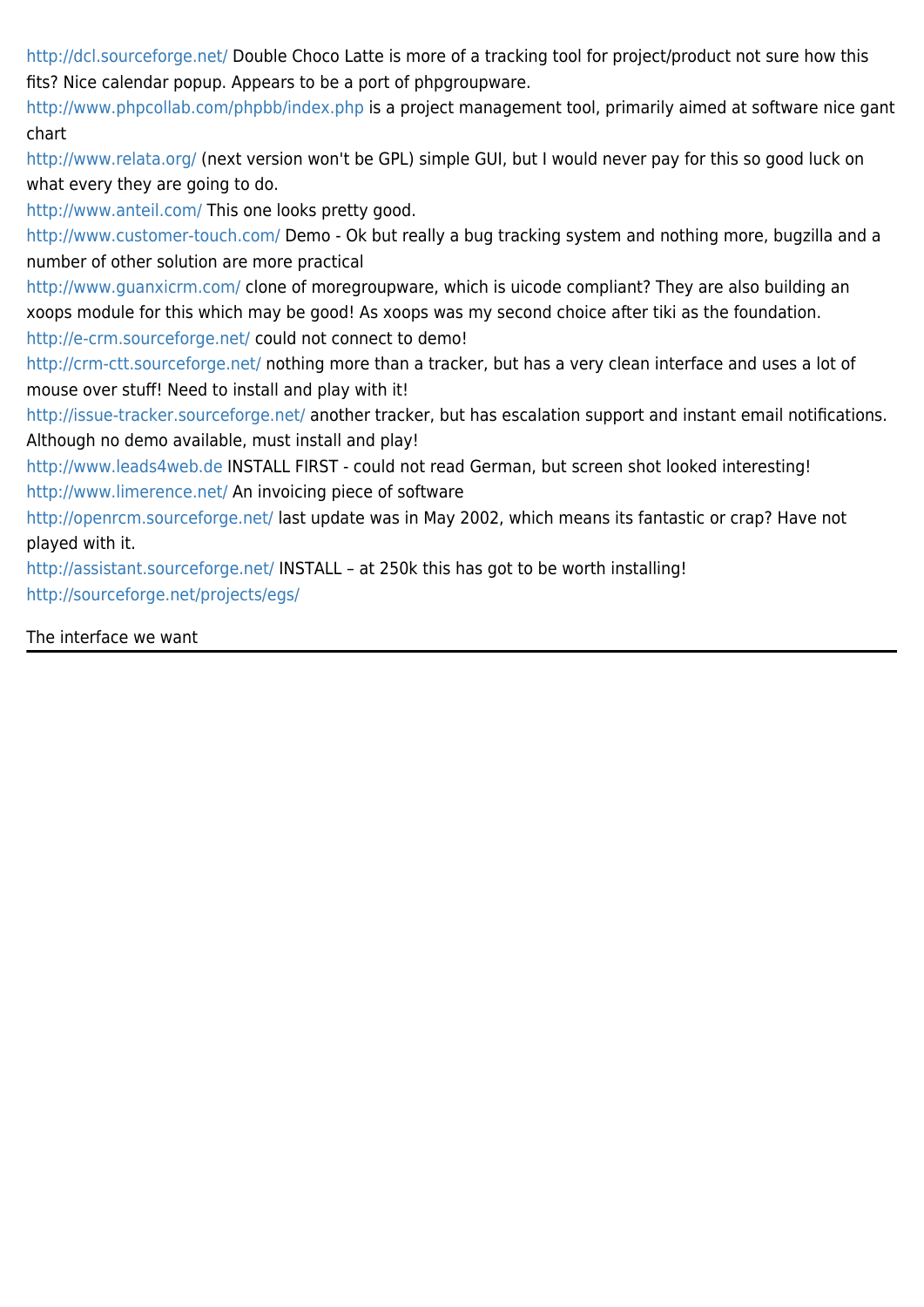http://dcl.sourceforge.net/ Double Choco Latte is more of a tracking tool for project/product not sure how this fits? Nice calendar popup. Appears to be a port of phpgroupware.

http://www.phpcollab.com/phpbb/index.php is a project management tool, primarily aimed at software nice gant chart

http://www.relata.org/ (next version won't be GPL) simple GUI, but I would never pay for this so good luck on what every they are going to do.

http://www.anteil.com/ This one looks pretty good.

http://www.customer-touch.com/ Demo - Ok but really a bug tracking system and nothing more, bugzilla and a number of other solution are more practical

http://www.guanxicrm.com/ clone of moregroupware, which is uicode compliant? They are also building an xoops module for this which may be good! As xoops was my second choice after tiki as the foundation.

http://e-crm.sourceforge.net/ could not connect to demo!

http://crm-ctt.sourceforge.net/ nothing more than a tracker, but has a very clean interface and uses a lot of mouse over stuff! Need to install and play with it!

http://issue-tracker.sourceforge.net/ another tracker, but has escalation support and instant email notifications. Although no demo available, must install and play!

http://www.leads4web.de INSTALL FIRST - could not read German, but screen shot looked interesting!

http://www.limerence.net/ An invoicing piece of software

http://openrcm.sourceforge.net/ last update was in May 2002, which means its fantastic or crap? Have not played with it.

http://assistant.sourceforge.net/ INSTALL – at 250k this has got to be worth installing!

http://sourceforge.net/projects/egs/

## The interface we want